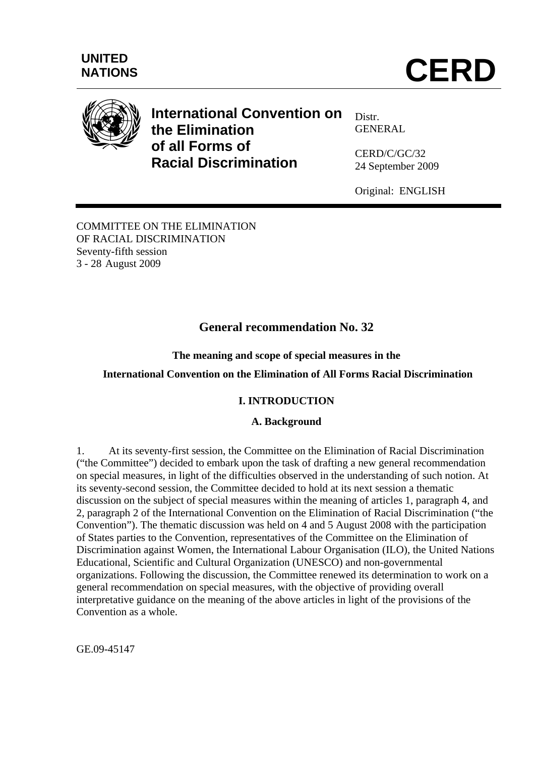UNITED NATIONS

# CERD

**International Convention on the Elimination of all Forms of Racial Discrimination**

Distr.
GENERAL

CERD/C/GC/32
24 September 2009

Original: ENGLISH

COMMITTEE ON THE ELIMINATION
OF RACIAL DISCRIMINATION
Seventy-fifth session
3 - 28 August 2009

## General recommendation No. 32

### The meaning and scope of special measures in the International Convention on the Elimination of All Forms Racial Discrimination

### I. INTRODUCTION

#### A. Background

1. At its seventy-first session, the Committee on the Elimination of Racial Discrimination ("the Committee") decided to embark upon the task of drafting a new general recommendation on special measures, in light of the difficulties observed in the understanding of such notion. At its seventy-second session, the Committee decided to hold at its next session a thematic discussion on the subject of special measures within the meaning of articles 1, paragraph 4, and 2, paragraph 2 of the International Convention on the Elimination of Racial Discrimination ("the Convention"). The thematic discussion was held on 4 and 5 August 2008 with the participation of States parties to the Convention, representatives of the Committee on the Elimination of Discrimination against Women, the International Labour Organisation (ILO), the United Nations Educational, Scientific and Cultural Organization (UNESCO) and non-governmental organizations. Following the discussion, the Committee renewed its determination to work on a general recommendation on special measures, with the objective of providing overall interpretative guidance on the meaning of the above articles in light of the provisions of the Convention as a whole.

GE.09-45147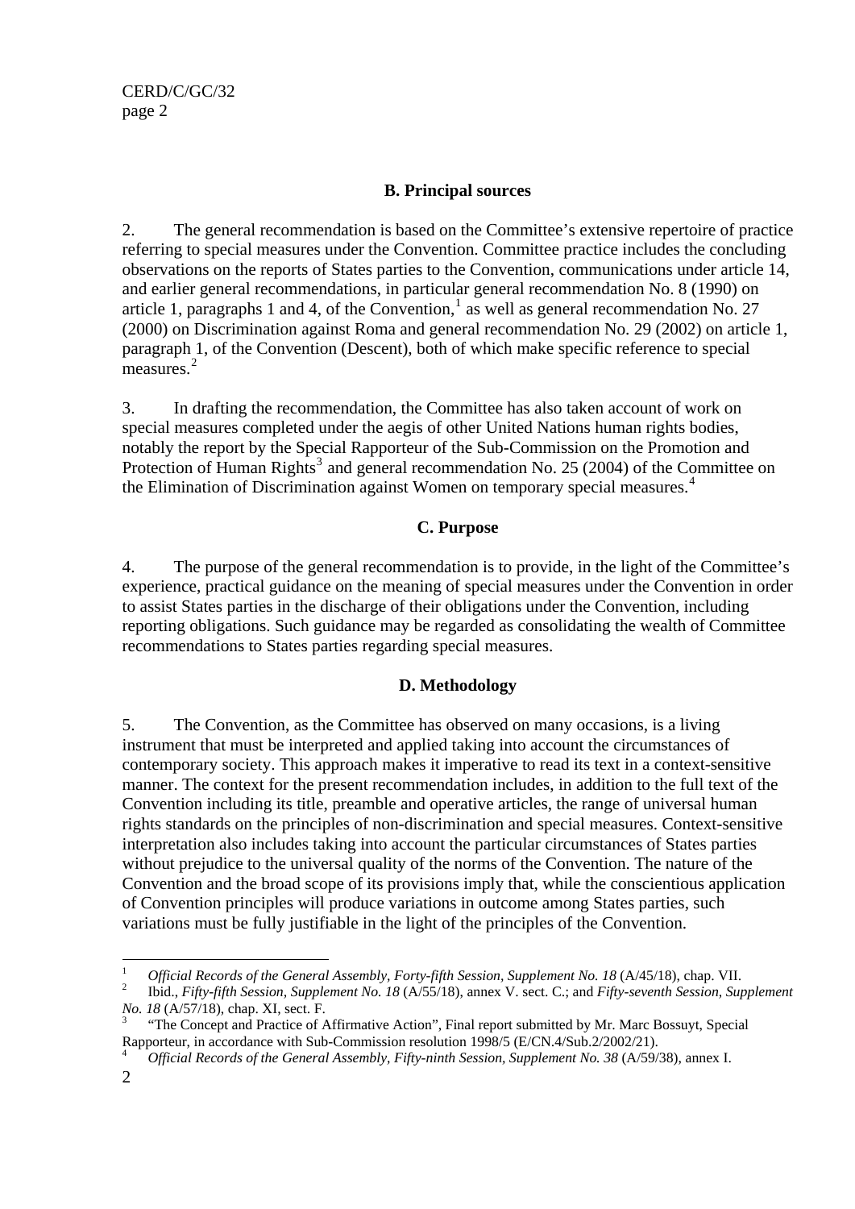## B. Principal sources

2. The general recommendation is based on the Committee's extensive repertoire of practice referring to special measures under the Convention. Committee practice includes the concluding observations on the reports of States parties to the Convention, communications under article 14, and earlier general recommendations, in particular general recommendation No. 8 (1990) on article 1, paragraphs 1 and 4, of the Convention,[1] as well as general recommendation No. 27 (2000) on Discrimination against Roma and general recommendation No. 29 (2002) on article 1, paragraph 1, of the Convention (Descent), both of which make specific reference to special measures.[2]

3. In drafting the recommendation, the Committee has also taken account of work on special measures completed under the aegis of other United Nations human rights bodies, notably the report by the Special Rapporteur of the Sub-Commission on the Promotion and Protection of Human Rights[3] and general recommendation No. 25 (2004) of the Committee on the Elimination of Discrimination against Women on temporary special measures.[4]

## C. Purpose

4. The purpose of the general recommendation is to provide, in the light of the Committee's experience, practical guidance on the meaning of special measures under the Convention in order to assist States parties in the discharge of their obligations under the Convention, including reporting obligations. Such guidance may be regarded as consolidating the wealth of Committee recommendations to States parties regarding special measures.

## D. Methodology

5. The Convention, as the Committee has observed on many occasions, is a living instrument that must be interpreted and applied taking into account the circumstances of contemporary society. This approach makes it imperative to read its text in a context-sensitive manner. The context for the present recommendation includes, in addition to the full text of the Convention including its title, preamble and operative articles, the range of universal human rights standards on the principles of non-discrimination and special measures. Context-sensitive interpretation also includes taking into account the particular circumstances of States parties without prejudice to the universal quality of the norms of the Convention. The nature of the Convention and the broad scope of its provisions imply that, while the conscientious application of Convention principles will produce variations in outcome among States parties, such variations must be fully justifiable in the light of the principles of the Convention.

---

[1] *Official Records of the General Assembly, Forty-fifth Session, Supplement No. 18* (A/45/18), chap. VII.

[2] Ibid., *Fifty-fifth Session, Supplement No. 18* (A/55/18), annex V. sect. C.; and *Fifty-seventh Session, Supplement No. 18* (A/57/18), chap. XI, sect. F.

[3] "The Concept and Practice of Affirmative Action", Final report submitted by Mr. Marc Bossuyt, Special Rapporteur, in accordance with Sub-Commission resolution 1998/5 (E/CN.4/Sub.2/2002/21).

[4] *Official Records of the General Assembly, Fifty-ninth Session, Supplement No. 38* (A/59/38), annex I.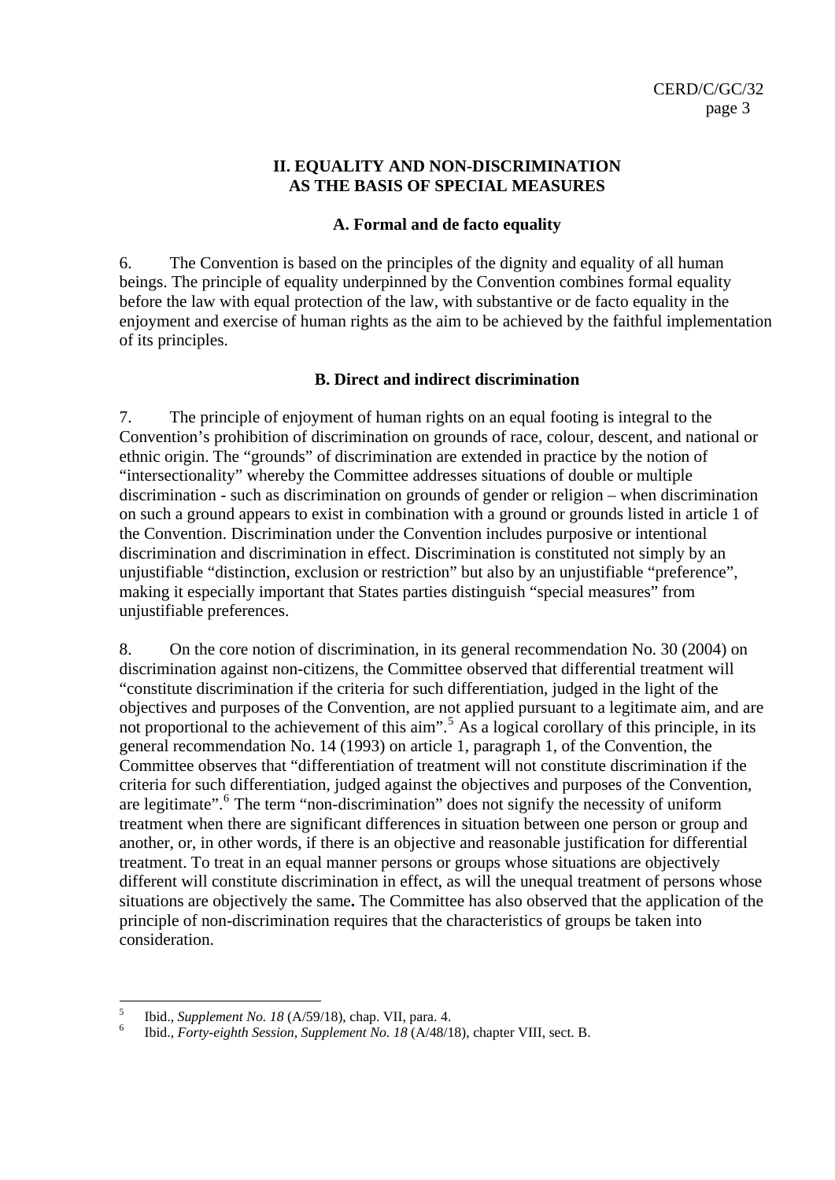## II. EQUALITY AND NON-DISCRIMINATION AS THE BASIS OF SPECIAL MEASURES

### A. Formal and de facto equality

6. The Convention is based on the principles of the dignity and equality of all human beings. The principle of equality underpinned by the Convention combines formal equality before the law with equal protection of the law, with substantive or de facto equality in the enjoyment and exercise of human rights as the aim to be achieved by the faithful implementation of its principles.

### B. Direct and indirect discrimination

7. The principle of enjoyment of human rights on an equal footing is integral to the Convention's prohibition of discrimination on grounds of race, colour, descent, and national or ethnic origin. The "grounds" of discrimination are extended in practice by the notion of "intersectionality" whereby the Committee addresses situations of double or multiple discrimination - such as discrimination on grounds of gender or religion – when discrimination on such a ground appears to exist in combination with a ground or grounds listed in article 1 of the Convention. Discrimination under the Convention includes purposive or intentional discrimination and discrimination in effect. Discrimination is constituted not simply by an unjustifiable "distinction, exclusion or restriction" but also by an unjustifiable "preference", making it especially important that States parties distinguish "special measures" from unjustifiable preferences.

8. On the core notion of discrimination, in its general recommendation No. 30 (2004) on discrimination against non-citizens, the Committee observed that differential treatment will "constitute discrimination if the criteria for such differentiation, judged in the light of the objectives and purposes of the Convention, are not applied pursuant to a legitimate aim, and are not proportional to the achievement of this aim".[5] As a logical corollary of this principle, in its general recommendation No. 14 (1993) on article 1, paragraph 1, of the Convention, the Committee observes that "differentiation of treatment will not constitute discrimination if the criteria for such differentiation, judged against the objectives and purposes of the Convention, are legitimate".[6] The term "non-discrimination" does not signify the necessity of uniform treatment when there are significant differences in situation between one person or group and another, or, in other words, if there is an objective and reasonable justification for differential treatment. To treat in an equal manner persons or groups whose situations are objectively different will constitute discrimination in effect, as will the unequal treatment of persons whose situations are objectively the same**.** The Committee has also observed that the application of the principle of non-discrimination requires that the characteristics of groups be taken into consideration.

---

[5] Ibid., *Supplement No. 18* (A/59/18), chap. VII, para. 4.

[6] Ibid., *Forty-eighth Session, Supplement No. 18* (A/48/18), chapter VIII, sect. B.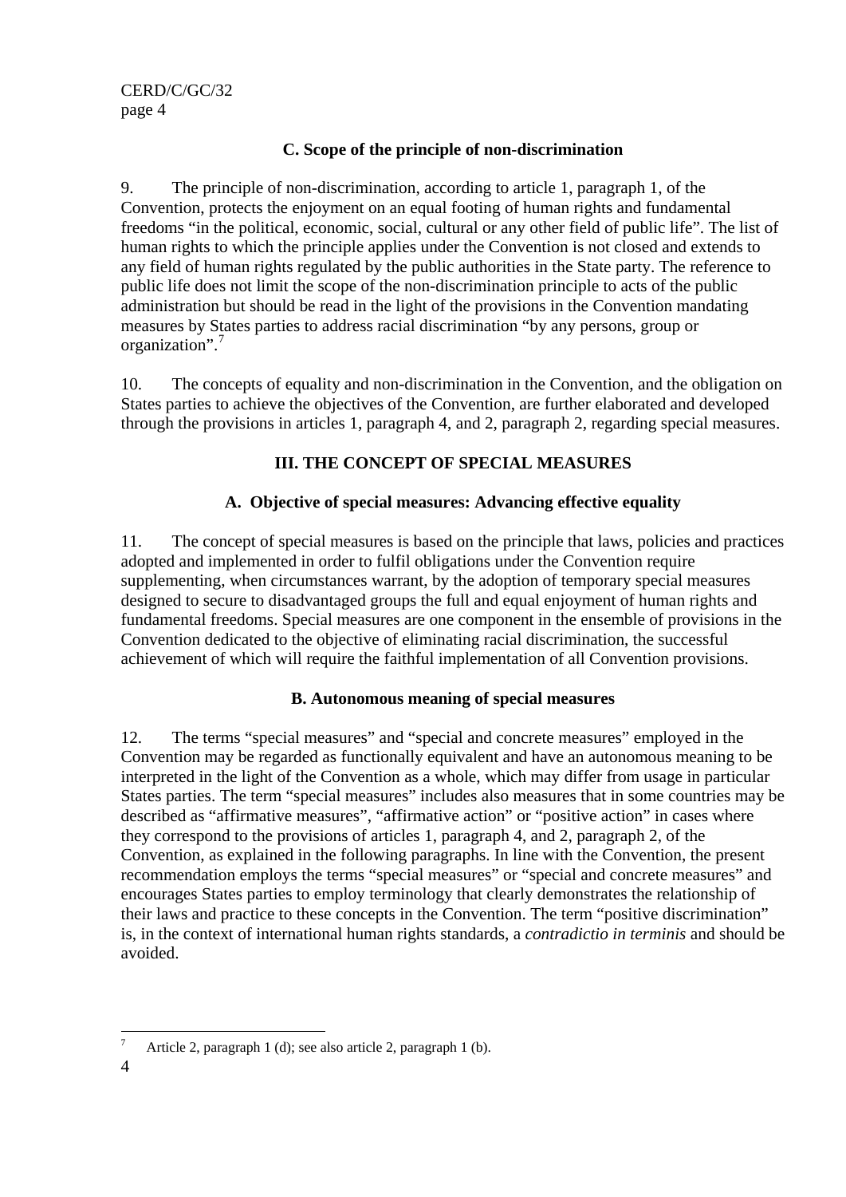### C. Scope of the principle of non-discrimination

9. The principle of non-discrimination, according to article 1, paragraph 1, of the Convention, protects the enjoyment on an equal footing of human rights and fundamental freedoms "in the political, economic, social, cultural or any other field of public life". The list of human rights to which the principle applies under the Convention is not closed and extends to any field of human rights regulated by the public authorities in the State party. The reference to public life does not limit the scope of the non-discrimination principle to acts of the public administration but should be read in the light of the provisions in the Convention mandating measures by States parties to address racial discrimination "by any persons, group or organization".[7]

10. The concepts of equality and non-discrimination in the Convention, and the obligation on States parties to achieve the objectives of the Convention, are further elaborated and developed through the provisions in articles 1, paragraph 4, and 2, paragraph 2, regarding special measures.

## III. THE CONCEPT OF SPECIAL MEASURES

### A. Objective of special measures: Advancing effective equality

11. The concept of special measures is based on the principle that laws, policies and practices adopted and implemented in order to fulfil obligations under the Convention require supplementing, when circumstances warrant, by the adoption of temporary special measures designed to secure to disadvantaged groups the full and equal enjoyment of human rights and fundamental freedoms. Special measures are one component in the ensemble of provisions in the Convention dedicated to the objective of eliminating racial discrimination, the successful achievement of which will require the faithful implementation of all Convention provisions.

### B. Autonomous meaning of special measures

12. The terms "special measures" and "special and concrete measures" employed in the Convention may be regarded as functionally equivalent and have an autonomous meaning to be interpreted in the light of the Convention as a whole, which may differ from usage in particular States parties. The term "special measures" includes also measures that in some countries may be described as "affirmative measures", "affirmative action" or "positive action" in cases where they correspond to the provisions of articles 1, paragraph 4, and 2, paragraph 2, of the Convention, as explained in the following paragraphs. In line with the Convention, the present recommendation employs the terms "special measures" or "special and concrete measures" and encourages States parties to employ terminology that clearly demonstrates the relationship of their laws and practice to these concepts in the Convention. The term "positive discrimination" is, in the context of international human rights standards, a *contradictio in terminis* and should be avoided.

---

[7] Article 2, paragraph 1 (d); see also article 2, paragraph 1 (b).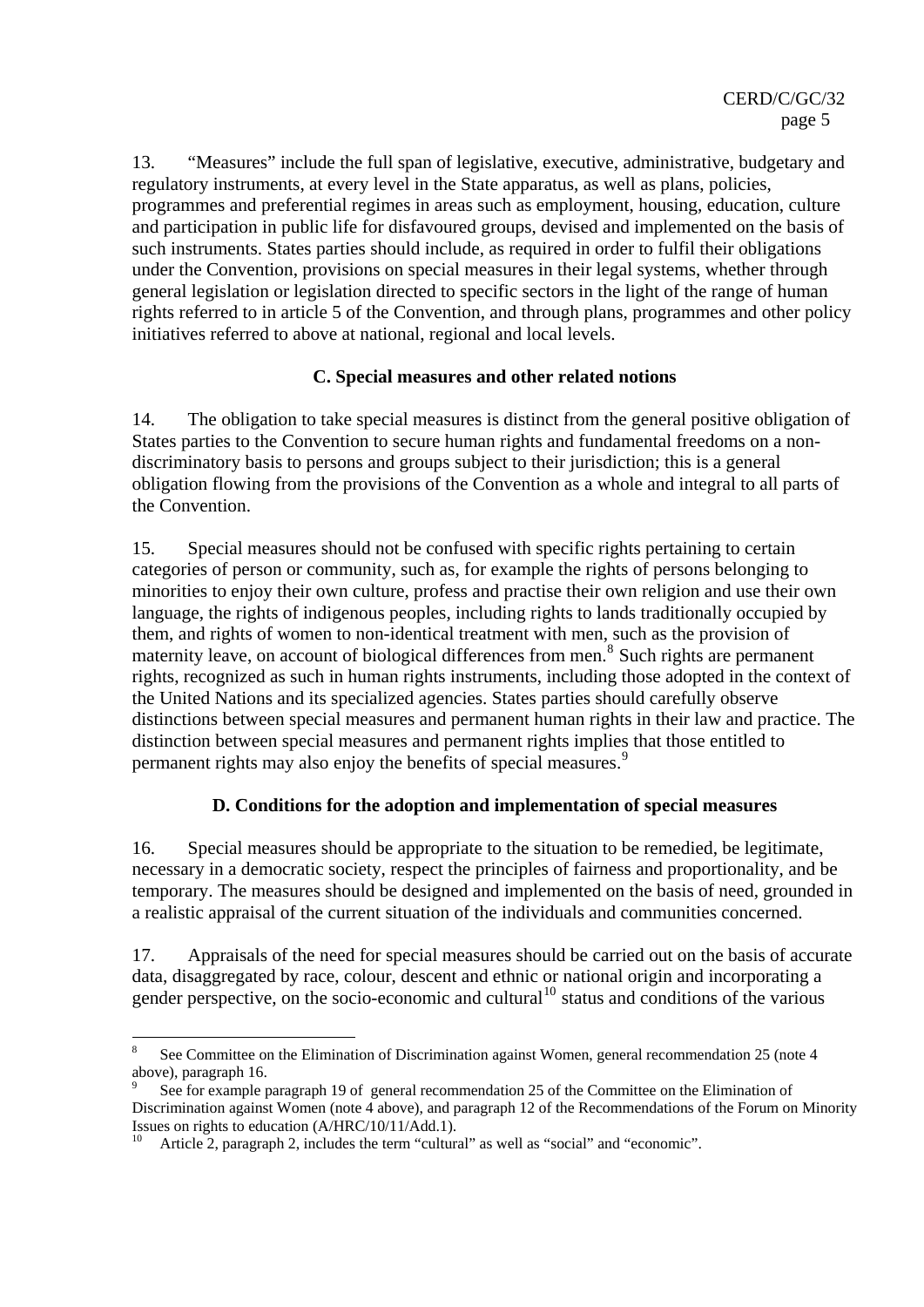13. "Measures" include the full span of legislative, executive, administrative, budgetary and regulatory instruments, at every level in the State apparatus, as well as plans, policies, programmes and preferential regimes in areas such as employment, housing, education, culture and participation in public life for disfavoured groups, devised and implemented on the basis of such instruments. States parties should include, as required in order to fulfil their obligations under the Convention, provisions on special measures in their legal systems, whether through general legislation or legislation directed to specific sectors in the light of the range of human rights referred to in article 5 of the Convention, and through plans, programmes and other policy initiatives referred to above at national, regional and local levels.

### C. Special measures and other related notions

14. The obligation to take special measures is distinct from the general positive obligation of States parties to the Convention to secure human rights and fundamental freedoms on a non-discriminatory basis to persons and groups subject to their jurisdiction; this is a general obligation flowing from the provisions of the Convention as a whole and integral to all parts of the Convention.

15. Special measures should not be confused with specific rights pertaining to certain categories of person or community, such as, for example the rights of persons belonging to minorities to enjoy their own culture, profess and practise their own religion and use their own language, the rights of indigenous peoples, including rights to lands traditionally occupied by them, and rights of women to non-identical treatment with men, such as the provision of maternity leave, on account of biological differences from men.[8] Such rights are permanent rights, recognized as such in human rights instruments, including those adopted in the context of the United Nations and its specialized agencies. States parties should carefully observe distinctions between special measures and permanent human rights in their law and practice. The distinction between special measures and permanent rights implies that those entitled to permanent rights may also enjoy the benefits of special measures.[9]

### D. Conditions for the adoption and implementation of special measures

16. Special measures should be appropriate to the situation to be remedied, be legitimate, necessary in a democratic society, respect the principles of fairness and proportionality, and be temporary. The measures should be designed and implemented on the basis of need, grounded in a realistic appraisal of the current situation of the individuals and communities concerned.

17. Appraisals of the need for special measures should be carried out on the basis of accurate data, disaggregated by race, colour, descent and ethnic or national origin and incorporating a gender perspective, on the socio-economic and cultural[10] status and conditions of the various

---

[8] See Committee on the Elimination of Discrimination against Women, general recommendation 25 (note 4 above), paragraph 16.

[9] See for example paragraph 19 of general recommendation 25 of the Committee on the Elimination of Discrimination against Women (note 4 above), and paragraph 12 of the Recommendations of the Forum on Minority Issues on rights to education (A/HRC/10/11/Add.1).

[10] Article 2, paragraph 2, includes the term "cultural" as well as "social" and "economic".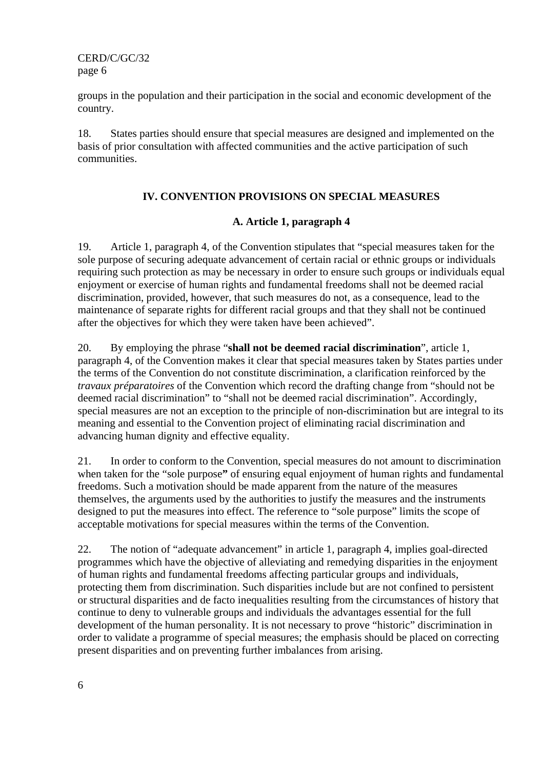groups in the population and their participation in the social and economic development of the country.

18. States parties should ensure that special measures are designed and implemented on the basis of prior consultation with affected communities and the active participation of such communities.

## IV. CONVENTION PROVISIONS ON SPECIAL MEASURES

### A. Article 1, paragraph 4

19. Article 1, paragraph 4, of the Convention stipulates that "special measures taken for the sole purpose of securing adequate advancement of certain racial or ethnic groups or individuals requiring such protection as may be necessary in order to ensure such groups or individuals equal enjoyment or exercise of human rights and fundamental freedoms shall not be deemed racial discrimination, provided, however, that such measures do not, as a consequence, lead to the maintenance of separate rights for different racial groups and that they shall not be continued after the objectives for which they were taken have been achieved".

20. By employing the phrase "**shall not be deemed racial discrimination**", article 1, paragraph 4, of the Convention makes it clear that special measures taken by States parties under the terms of the Convention do not constitute discrimination, a clarification reinforced by the *travaux préparatoires* of the Convention which record the drafting change from "should not be deemed racial discrimination" to "shall not be deemed racial discrimination". Accordingly, special measures are not an exception to the principle of non-discrimination but are integral to its meaning and essential to the Convention project of eliminating racial discrimination and advancing human dignity and effective equality.

21. In order to conform to the Convention, special measures do not amount to discrimination when taken for the "sole purpose" of ensuring equal enjoyment of human rights and fundamental freedoms. Such a motivation should be made apparent from the nature of the measures themselves, the arguments used by the authorities to justify the measures and the instruments designed to put the measures into effect. The reference to "sole purpose" limits the scope of acceptable motivations for special measures within the terms of the Convention.

22. The notion of "adequate advancement" in article 1, paragraph 4, implies goal-directed programmes which have the objective of alleviating and remedying disparities in the enjoyment of human rights and fundamental freedoms affecting particular groups and individuals, protecting them from discrimination. Such disparities include but are not confined to persistent or structural disparities and de facto inequalities resulting from the circumstances of history that continue to deny to vulnerable groups and individuals the advantages essential for the full development of the human personality. It is not necessary to prove "historic" discrimination in order to validate a programme of special measures; the emphasis should be placed on correcting present disparities and on preventing further imbalances from arising.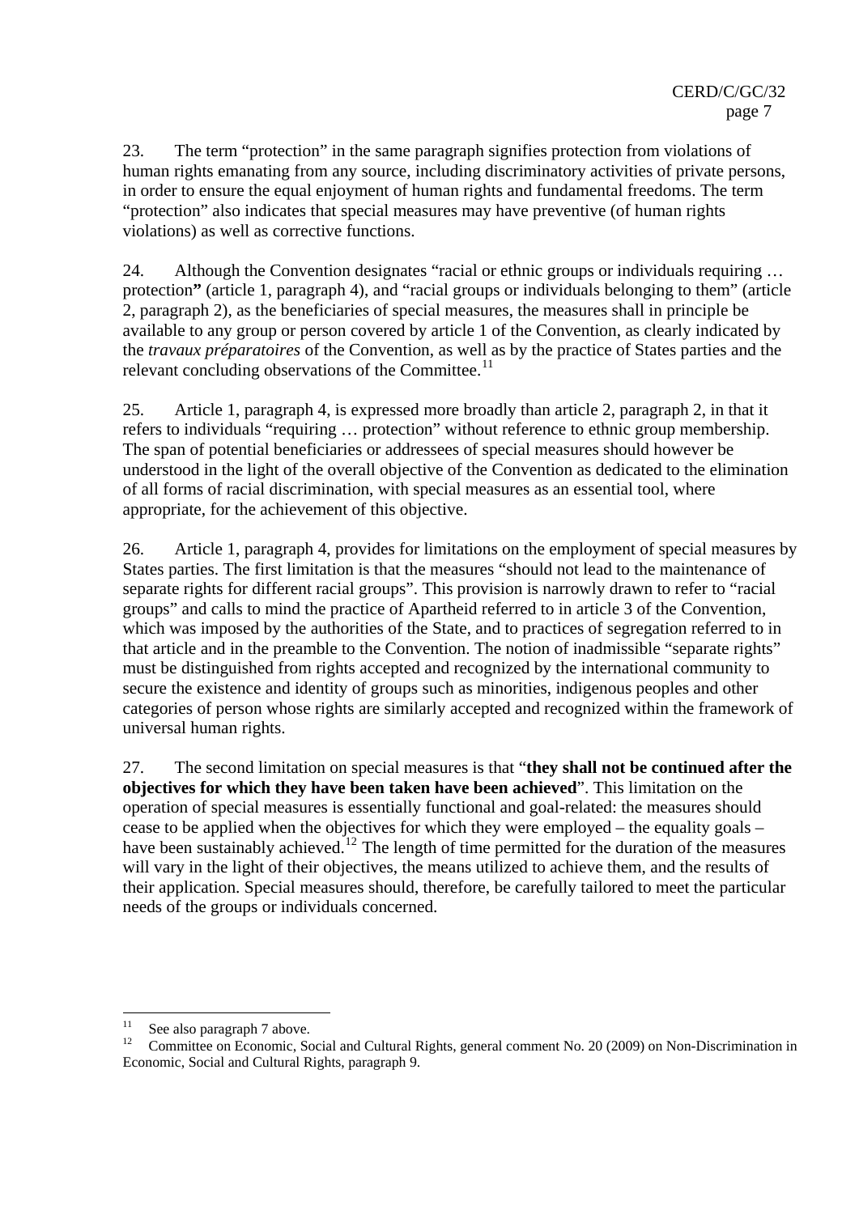23. The term "protection" in the same paragraph signifies protection from violations of human rights emanating from any source, including discriminatory activities of private persons, in order to ensure the equal enjoyment of human rights and fundamental freedoms. The term "protection" also indicates that special measures may have preventive (of human rights violations) as well as corrective functions.

24. Although the Convention designates "racial or ethnic groups or individuals requiring … protection**"** (article 1, paragraph 4), and "racial groups or individuals belonging to them" (article 2, paragraph 2), as the beneficiaries of special measures, the measures shall in principle be available to any group or person covered by article 1 of the Convention, as clearly indicated by the *travaux préparatoires* of the Convention, as well as by the practice of States parties and the relevant concluding observations of the Committee.[11]

25. Article 1, paragraph 4, is expressed more broadly than article 2, paragraph 2, in that it refers to individuals "requiring … protection" without reference to ethnic group membership. The span of potential beneficiaries or addressees of special measures should however be understood in the light of the overall objective of the Convention as dedicated to the elimination of all forms of racial discrimination, with special measures as an essential tool, where appropriate, for the achievement of this objective.

26. Article 1, paragraph 4, provides for limitations on the employment of special measures by States parties. The first limitation is that the measures "should not lead to the maintenance of separate rights for different racial groups". This provision is narrowly drawn to refer to "racial groups" and calls to mind the practice of Apartheid referred to in article 3 of the Convention, which was imposed by the authorities of the State, and to practices of segregation referred to in that article and in the preamble to the Convention. The notion of inadmissible "separate rights" must be distinguished from rights accepted and recognized by the international community to secure the existence and identity of groups such as minorities, indigenous peoples and other categories of person whose rights are similarly accepted and recognized within the framework of universal human rights.

27. The second limitation on special measures is that "**they shall not be continued after the objectives for which they have been taken have been achieved**". This limitation on the operation of special measures is essentially functional and goal-related: the measures should cease to be applied when the objectives for which they were employed – the equality goals – have been sustainably achieved.[12] The length of time permitted for the duration of the measures will vary in the light of their objectives, the means utilized to achieve them, and the results of their application. Special measures should, therefore, be carefully tailored to meet the particular needs of the groups or individuals concerned.

---

[11] See also paragraph 7 above.

[12] Committee on Economic, Social and Cultural Rights, general comment No. 20 (2009) on Non-Discrimination in Economic, Social and Cultural Rights, paragraph 9.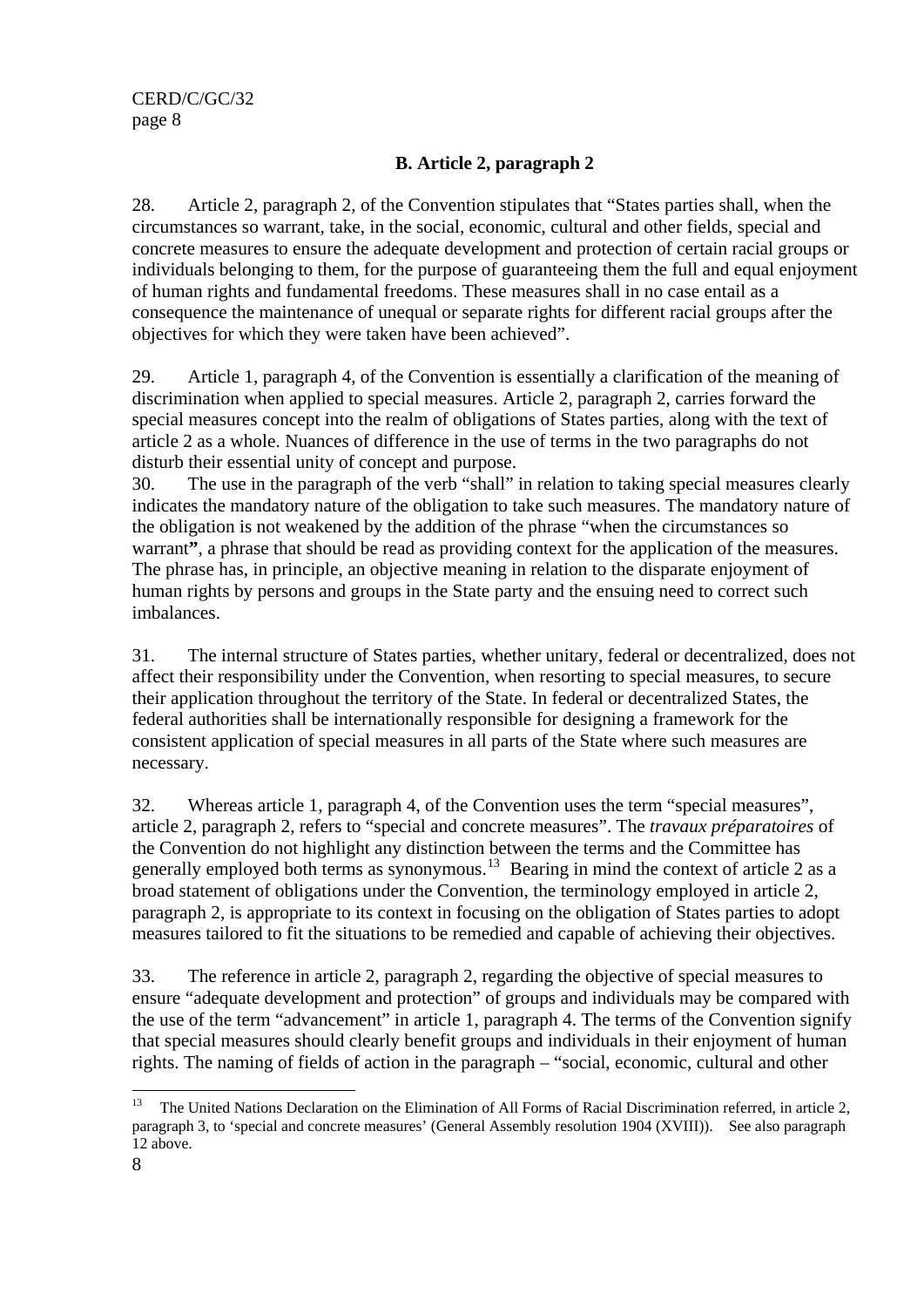### B. Article 2, paragraph 2

28. Article 2, paragraph 2, of the Convention stipulates that "States parties shall, when the circumstances so warrant, take, in the social, economic, cultural and other fields, special and concrete measures to ensure the adequate development and protection of certain racial groups or individuals belonging to them, for the purpose of guaranteeing them the full and equal enjoyment of human rights and fundamental freedoms. These measures shall in no case entail as a consequence the maintenance of unequal or separate rights for different racial groups after the objectives for which they were taken have been achieved".

29. Article 1, paragraph 4, of the Convention is essentially a clarification of the meaning of discrimination when applied to special measures. Article 2, paragraph 2, carries forward the special measures concept into the realm of obligations of States parties, along with the text of article 2 as a whole. Nuances of difference in the use of terms in the two paragraphs do not disturb their essential unity of concept and purpose.

30. The use in the paragraph of the verb "shall" in relation to taking special measures clearly indicates the mandatory nature of the obligation to take such measures. The mandatory nature of the obligation is not weakened by the addition of the phrase "when the circumstances so warrant", a phrase that should be read as providing context for the application of the measures. The phrase has, in principle, an objective meaning in relation to the disparate enjoyment of human rights by persons and groups in the State party and the ensuing need to correct such imbalances.

31. The internal structure of States parties, whether unitary, federal or decentralized, does not affect their responsibility under the Convention, when resorting to special measures, to secure their application throughout the territory of the State. In federal or decentralized States, the federal authorities shall be internationally responsible for designing a framework for the consistent application of special measures in all parts of the State where such measures are necessary.

32. Whereas article 1, paragraph 4, of the Convention uses the term "special measures", article 2, paragraph 2, refers to "special and concrete measures". The *travaux préparatoires* of the Convention do not highlight any distinction between the terms and the Committee has generally employed both terms as synonymous.[13] Bearing in mind the context of article 2 as a broad statement of obligations under the Convention, the terminology employed in article 2, paragraph 2, is appropriate to its context in focusing on the obligation of States parties to adopt measures tailored to fit the situations to be remedied and capable of achieving their objectives.

33. The reference in article 2, paragraph 2, regarding the objective of special measures to ensure "adequate development and protection" of groups and individuals may be compared with the use of the term "advancement" in article 1, paragraph 4. The terms of the Convention signify that special measures should clearly benefit groups and individuals in their enjoyment of human rights. The naming of fields of action in the paragraph – "social, economic, cultural and other

---

[13] The United Nations Declaration on the Elimination of All Forms of Racial Discrimination referred, in article 2, paragraph 3, to 'special and concrete measures' (General Assembly resolution 1904 (XVIII)). See also paragraph 12 above.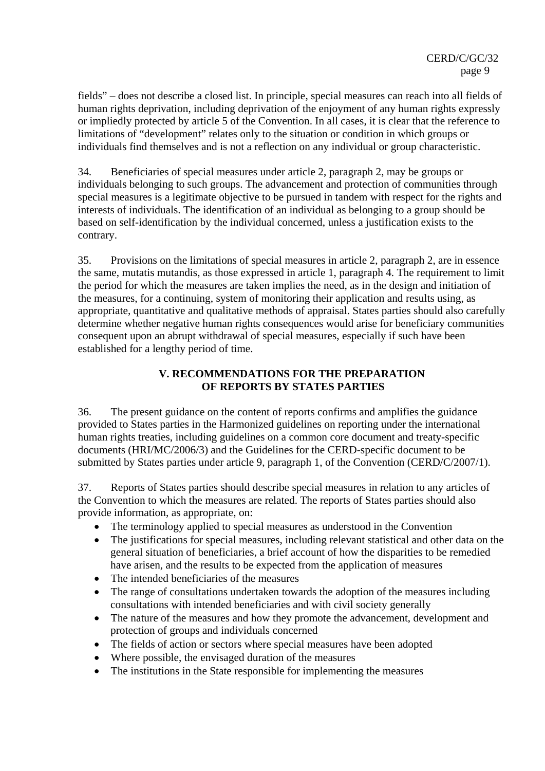fields" – does not describe a closed list. In principle, special measures can reach into all fields of human rights deprivation, including deprivation of the enjoyment of any human rights expressly or impliedly protected by article 5 of the Convention. In all cases, it is clear that the reference to limitations of "development" relates only to the situation or condition in which groups or individuals find themselves and is not a reflection on any individual or group characteristic.

34. Beneficiaries of special measures under article 2, paragraph 2, may be groups or individuals belonging to such groups. The advancement and protection of communities through special measures is a legitimate objective to be pursued in tandem with respect for the rights and interests of individuals. The identification of an individual as belonging to a group should be based on self-identification by the individual concerned, unless a justification exists to the contrary.

35. Provisions on the limitations of special measures in article 2, paragraph 2, are in essence the same, mutatis mutandis, as those expressed in article 1, paragraph 4. The requirement to limit the period for which the measures are taken implies the need, as in the design and initiation of the measures, for a continuing, system of monitoring their application and results using, as appropriate, quantitative and qualitative methods of appraisal. States parties should also carefully determine whether negative human rights consequences would arise for beneficiary communities consequent upon an abrupt withdrawal of special measures, especially if such have been established for a lengthy period of time.

## V. RECOMMENDATIONS FOR THE PREPARATION OF REPORTS BY STATES PARTIES

36. The present guidance on the content of reports confirms and amplifies the guidance provided to States parties in the Harmonized guidelines on reporting under the international human rights treaties, including guidelines on a common core document and treaty-specific documents (HRI/MC/2006/3) and the Guidelines for the CERD-specific document to be submitted by States parties under article 9, paragraph 1, of the Convention (CERD/C/2007/1).

37. Reports of States parties should describe special measures in relation to any articles of the Convention to which the measures are related. The reports of States parties should also provide information, as appropriate, on:

- The terminology applied to special measures as understood in the Convention
- The justifications for special measures, including relevant statistical and other data on the general situation of beneficiaries, a brief account of how the disparities to be remedied have arisen, and the results to be expected from the application of measures
- The intended beneficiaries of the measures
- The range of consultations undertaken towards the adoption of the measures including consultations with intended beneficiaries and with civil society generally
- The nature of the measures and how they promote the advancement, development and protection of groups and individuals concerned
- The fields of action or sectors where special measures have been adopted
- Where possible, the envisaged duration of the measures
- The institutions in the State responsible for implementing the measures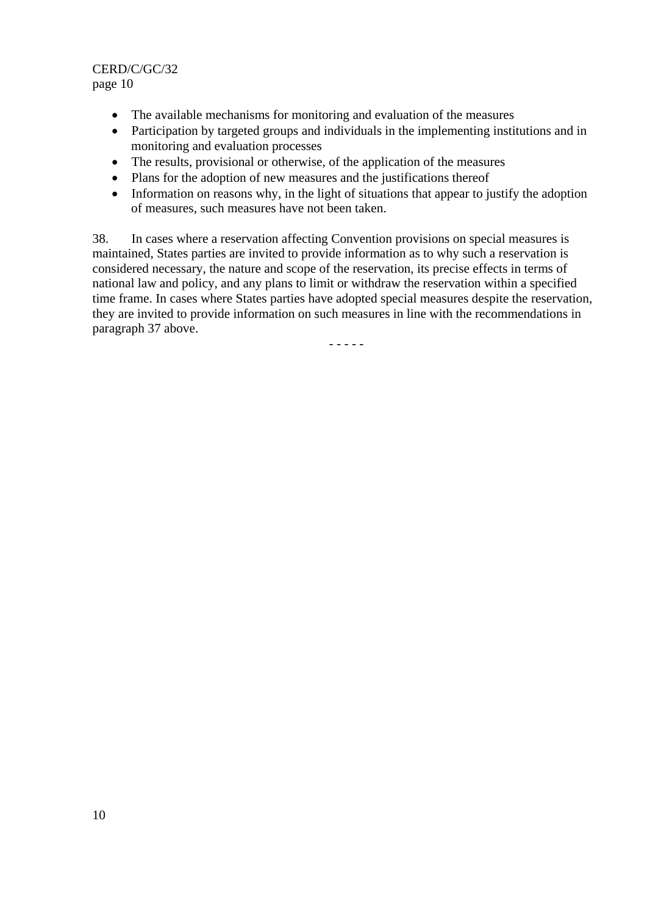- The available mechanisms for monitoring and evaluation of the measures
- Participation by targeted groups and individuals in the implementing institutions and in monitoring and evaluation processes
- The results, provisional or otherwise, of the application of the measures
- Plans for the adoption of new measures and the justifications thereof
- Information on reasons why, in the light of situations that appear to justify the adoption of measures, such measures have not been taken.

38. In cases where a reservation affecting Convention provisions on special measures is maintained, States parties are invited to provide information as to why such a reservation is considered necessary, the nature and scope of the reservation, its precise effects in terms of national law and policy, and any plans to limit or withdraw the reservation within a specified time frame. In cases where States parties have adopted special measures despite the reservation, they are invited to provide information on such measures in line with the recommendations in paragraph 37 above.

- - - - -